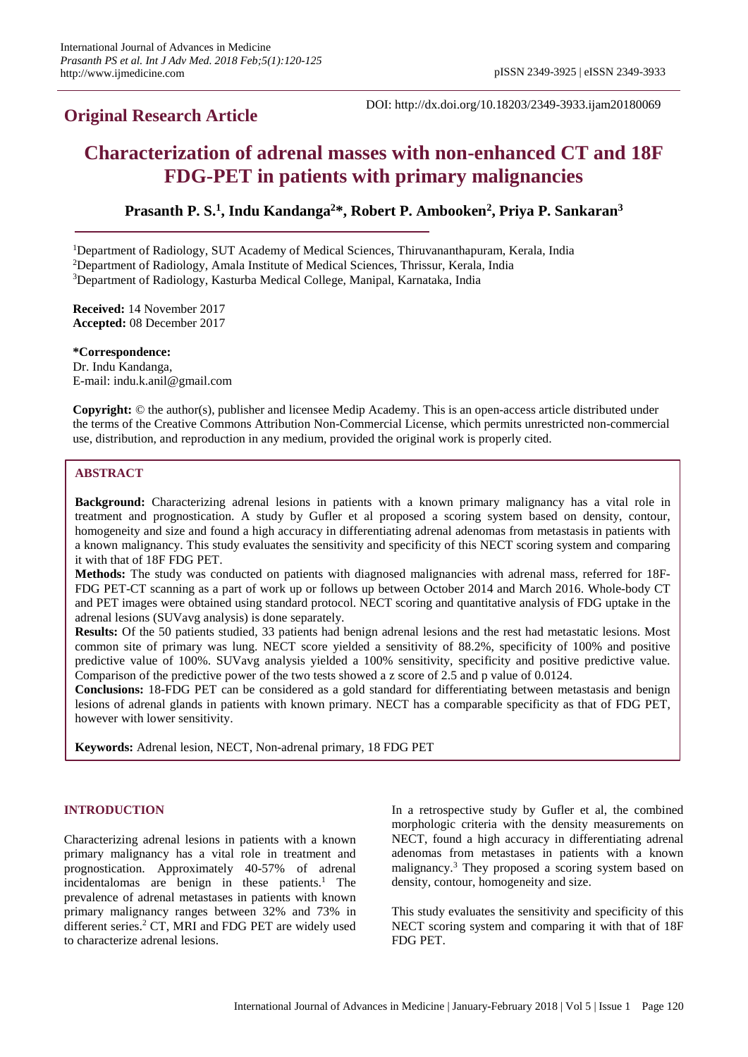**Original Research Article**

DOI: http://dx.doi.org/10.18203/2349-3933.ijam20180069

# Characterization of adrenal masses with non-enhanced CT and 18F FDG-PET in patients with primary malignancies

**Prasanth P. S.[1], Indu Kandanga[2]*, Robert P. Ambooken[2], Priya P. Sankaran[3]**

[1]Department of Radiology, SUT Academy of Medical Sciences, Thiruvananthapuram, Kerala, India
[2]Department of Radiology, Amala Institute of Medical Sciences, Thrissur, Kerala, India
[3]Department of Radiology, Kasturba Medical College, Manipal, Karnataka, India

**Received:** 14 November 2017
**Accepted:** 08 December 2017

**\*Correspondence:**
Dr. Indu Kandanga,
E-mail: indu.k.anil@gmail.com

**Copyright:** © the author(s), publisher and licensee Medip Academy. This is an open-access article distributed under the terms of the Creative Commons Attribution Non-Commercial License, which permits unrestricted non-commercial use, distribution, and reproduction in any medium, provided the original work is properly cited.

## ABSTRACT

**Background:** Characterizing adrenal lesions in patients with a known primary malignancy has a vital role in treatment and prognostication. A study by Gufler et al proposed a scoring system based on density, contour, homogeneity and size and found a high accuracy in differentiating adrenal adenomas from metastasis in patients with a known malignancy. This study evaluates the sensitivity and specificity of this NECT scoring system and comparing it with that of 18F FDG PET.

**Methods:** The study was conducted on patients with diagnosed malignancies with adrenal mass, referred for 18F-FDG PET-CT scanning as a part of work up or follows up between October 2014 and March 2016. Whole-body CT and PET images were obtained using standard protocol. NECT scoring and quantitative analysis of FDG uptake in the adrenal lesions (SUVavg analysis) is done separately.

**Results:** Of the 50 patients studied, 33 patients had benign adrenal lesions and the rest had metastatic lesions. Most common site of primary was lung. NECT score yielded a sensitivity of 88.2%, specificity of 100% and positive predictive value of 100%. SUVavg analysis yielded a 100% sensitivity, specificity and positive predictive value. Comparison of the predictive power of the two tests showed a z score of 2.5 and p value of 0.0124.

**Conclusions:** 18-FDG PET can be considered as a gold standard for differentiating between metastasis and benign lesions of adrenal glands in patients with known primary. NECT has a comparable specificity as that of FDG PET, however with lower sensitivity.

**Keywords:** Adrenal lesion, NECT, Non-adrenal primary, 18 FDG PET

## INTRODUCTION

Characterizing adrenal lesions in patients with a known primary malignancy has a vital role in treatment and prognostication. Approximately 40-57% of adrenal incidentalomas are benign in these patients.[1] The prevalence of adrenal metastases in patients with known primary malignancy ranges between 32% and 73% in different series.[2] CT, MRI and FDG PET are widely used to characterize adrenal lesions.

In a retrospective study by Gufler et al, the combined morphologic criteria with the density measurements on NECT, found a high accuracy in differentiating adrenal adenomas from metastases in patients with a known malignancy.[3] They proposed a scoring system based on density, contour, homogeneity and size.

This study evaluates the sensitivity and specificity of this NECT scoring system and comparing it with that of 18F FDG PET.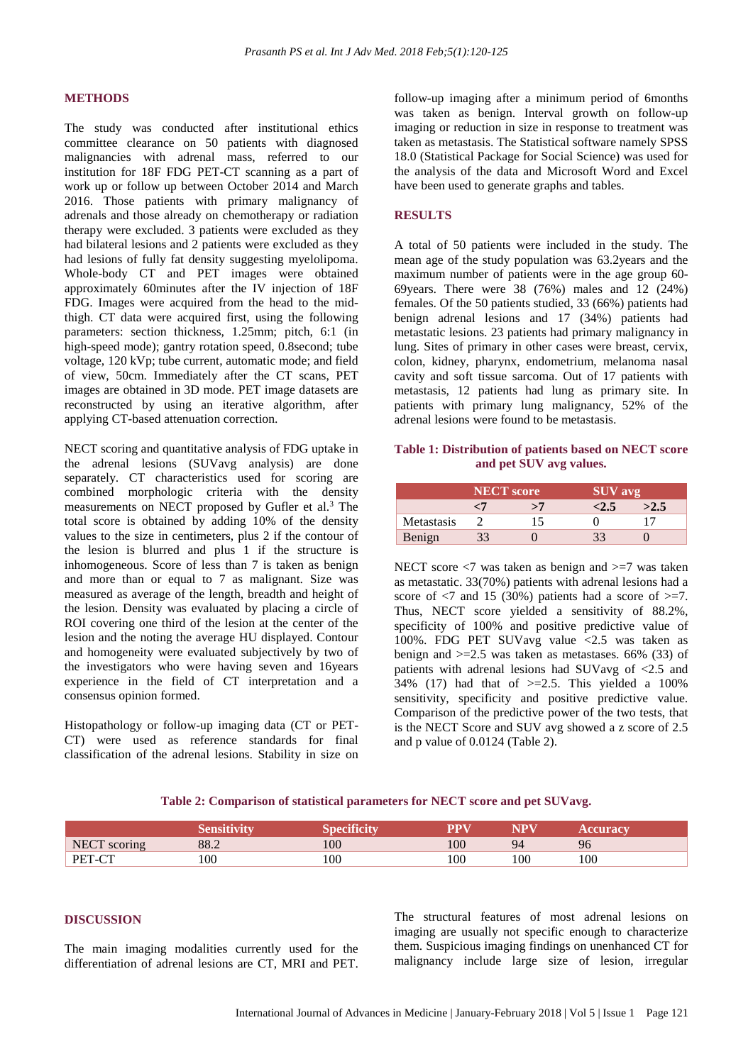## METHODS

The study was conducted after institutional ethics committee clearance on 50 patients with diagnosed malignancies with adrenal mass, referred to our institution for 18F FDG PET-CT scanning as a part of work up or follow up between October 2014 and March 2016. Those patients with primary malignancy of adrenals and those already on chemotherapy or radiation therapy were excluded. 3 patients were excluded as they had bilateral lesions and 2 patients were excluded as they had lesions of fully fat density suggesting myelolipoma. Whole-body CT and PET images were obtained approximately 60minutes after the IV injection of 18F FDG. Images were acquired from the head to the mid-thigh. CT data were acquired first, using the following parameters: section thickness, 1.25mm; pitch, 6:1 (in high-speed mode); gantry rotation speed, 0.8second; tube voltage, 120 kVp; tube current, automatic mode; and field of view, 50cm. Immediately after the CT scans, PET images are obtained in 3D mode. PET image datasets are reconstructed by using an iterative algorithm, after applying CT-based attenuation correction.

NECT scoring and quantitative analysis of FDG uptake in the adrenal lesions (SUVavg analysis) are done separately. CT characteristics used for scoring are combined morphologic criteria with the density measurements on NECT proposed by Gufler et al.[3] The total score is obtained by adding 10% of the density values to the size in centimeters, plus 2 if the contour of the lesion is blurred and plus 1 if the structure is inhomogeneous. Score of less than 7 is taken as benign and more than or equal to 7 as malignant. Size was measured as average of the length, breadth and height of the lesion. Density was evaluated by placing a circle of ROI covering one third of the lesion at the center of the lesion and the noting the average HU displayed. Contour and homogeneity were evaluated subjectively by two of the investigators who were having seven and 16years experience in the field of CT interpretation and a consensus opinion formed.

Histopathology or follow-up imaging data (CT or PET-CT) were used as reference standards for final classification of the adrenal lesions. Stability in size on follow-up imaging after a minimum period of 6months was taken as benign. Interval growth on follow-up imaging or reduction in size in response to treatment was taken as metastasis. The Statistical software namely SPSS 18.0 (Statistical Package for Social Science) was used for the analysis of the data and Microsoft Word and Excel have been used to generate graphs and tables.

## RESULTS

A total of 50 patients were included in the study. The mean age of the study population was 63.2years and the maximum number of patients were in the age group 60-69years. There were 38 (76%) males and 12 (24%) females. Of the 50 patients studied, 33 (66%) patients had benign adrenal lesions and 17 (34%) patients had metastatic lesions. 23 patients had primary malignancy in lung. Sites of primary in other cases were breast, cervix, colon, kidney, pharynx, endometrium, melanoma nasal cavity and soft tissue sarcoma. Out of 17 patients with metastasis, 12 patients had lung as primary site. In patients with primary lung malignancy, 52% of the adrenal lesions were found to be metastasis.

**Table 1: Distribution of patients based on NECT score and pet SUV avg values.**

| | NECT score | | SUV avg | |
|---|---|---|---|---|
| | <7 | >7 | <2.5 | >2.5 |
| Metastasis | 2 | 15 | 0 | 17 |
| Benign | 33 | 0 | 33 | 0 |

NECT score <7 was taken as benign and >=7 was taken as metastatic. 33(70%) patients with adrenal lesions had a score of <7 and 15 (30%) patients had a score of >=7. Thus, NECT score yielded a sensitivity of 88.2%, specificity of 100% and positive predictive value of 100%. FDG PET SUVavg value <2.5 was taken as benign and >=2.5 was taken as metastases. 66% (33) of patients with adrenal lesions had SUVavg of <2.5 and 34% (17) had that of >=2.5. This yielded a 100% sensitivity, specificity and positive predictive value. Comparison of the predictive power of the two tests, that is the NECT Score and SUV avg showed a z score of 2.5 and p value of 0.0124 (Table 2).

**Table 2: Comparison of statistical parameters for NECT score and pet SUVavg.**

| | Sensitivity | Specificity | PPV | NPV | Accuracy |
|---|---|---|---|---|---|
| NECT scoring | 88.2 | 100 | 100 | 94 | 96 |
| PET-CT | 100 | 100 | 100 | 100 | 100 |

## DISCUSSION

The main imaging modalities currently used for the differentiation of adrenal lesions are CT, MRI and PET. The structural features of most adrenal lesions on imaging are usually not specific enough to characterize them. Suspicious imaging findings on unenhanced CT for malignancy include large size of lesion, irregular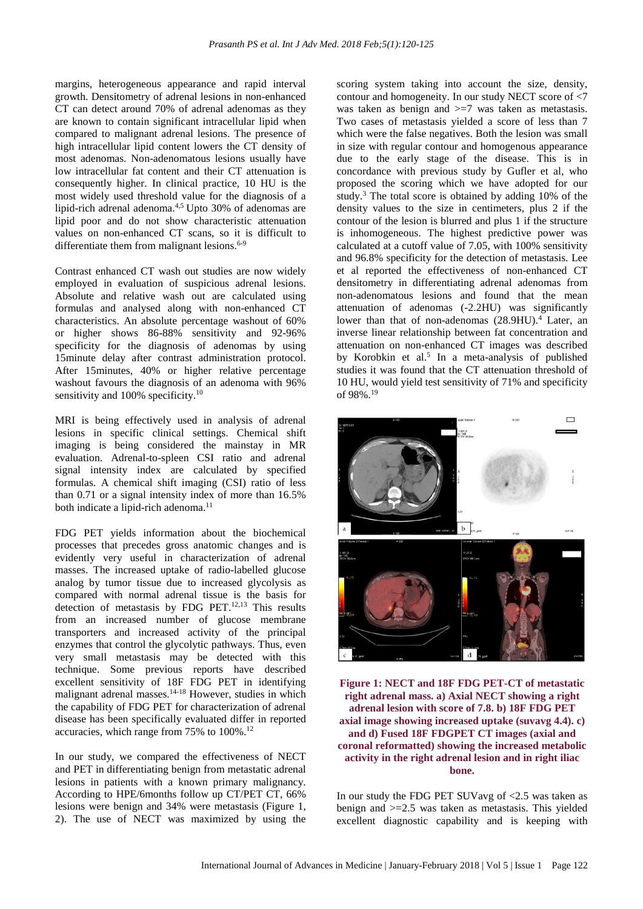margins, heterogeneous appearance and rapid interval growth. Densitometry of adrenal lesions in non-enhanced CT can detect around 70% of adrenal adenomas as they are known to contain significant intracellular lipid when compared to malignant adrenal lesions. The presence of high intracellular lipid content lowers the CT density of most adenomas. Non-adenomatous lesions usually have low intracellular fat content and their CT attenuation is consequently higher. In clinical practice, 10 HU is the most widely used threshold value for the diagnosis of a lipid-rich adrenal adenoma.[4,5] Upto 30% of adenomas are lipid poor and do not show characteristic attenuation values on non-enhanced CT scans, so it is difficult to differentiate them from malignant lesions.[6-9]

Contrast enhanced CT wash out studies are now widely employed in evaluation of suspicious adrenal lesions. Absolute and relative wash out are calculated using formulas and analysed along with non-enhanced CT characteristics. An absolute percentage washout of 60% or higher shows 86-88% sensitivity and 92-96% specificity for the diagnosis of adenomas by using 15minute delay after contrast administration protocol. After 15minutes, 40% or higher relative percentage washout favours the diagnosis of an adenoma with 96% sensitivity and 100% specificity.[10]

MRI is being effectively used in analysis of adrenal lesions in specific clinical settings. Chemical shift imaging is being considered the mainstay in MR evaluation. Adrenal-to-spleen CSI ratio and adrenal signal intensity index are calculated by specified formulas. A chemical shift imaging (CSI) ratio of less than 0.71 or a signal intensity index of more than 16.5% both indicate a lipid-rich adenoma.[11]

FDG PET yields information about the biochemical processes that precedes gross anatomic changes and is evidently very useful in characterization of adrenal masses. The increased uptake of radio-labelled glucose analog by tumor tissue due to increased glycolysis as compared with normal adrenal tissue is the basis for detection of metastasis by FDG PET.[12,13] This results from an increased number of glucose membrane transporters and increased activity of the principal enzymes that control the glycolytic pathways. Thus, even very small metastasis may be detected with this technique. Some previous reports have described excellent sensitivity of 18F FDG PET in identifying malignant adrenal masses.[14-18] However, studies in which the capability of FDG PET for characterization of adrenal disease has been specifically evaluated differ in reported accuracies, which range from 75% to 100%.[12]

In our study, we compared the effectiveness of NECT and PET in differentiating benign from metastatic adrenal lesions in patients with a known primary malignancy. According to HPE/6months follow up CT/PET CT, 66% lesions were benign and 34% were metastasis (Figure 1, 2). The use of NECT was maximized by using the scoring system taking into account the size, density, contour and homogeneity. In our study NECT score of <7 was taken as benign and >=7 was taken as metastasis. Two cases of metastasis yielded a score of less than 7 which were the false negatives. Both the lesion was small in size with regular contour and homogenous appearance due to the early stage of the disease. This is in concordance with previous study by Gufler et al, who proposed the scoring which we have adopted for our study.[3] The total score is obtained by adding 10% of the density values to the size in centimeters, plus 2 if the contour of the lesion is blurred and plus 1 if the structure is inhomogeneous. The highest predictive power was calculated at a cutoff value of 7.05, with 100% sensitivity and 96.8% specificity for the detection of metastasis. Lee et al reported the effectiveness of non-enhanced CT densitometry in differentiating adrenal adenomas from non-adenomatous lesions and found that the mean attenuation of adenomas (-2.2HU) was significantly lower than that of non-adenomas (28.9HU).[4] Later, an inverse linear relationship between fat concentration and attenuation on non-enhanced CT images was described by Korobkin et al.[5] In a meta-analysis of published studies it was found that the CT attenuation threshold of 10 HU, would yield test sensitivity of 71% and specificity of 98%.[19]

**Figure 1: NECT and 18F FDG PET-CT of metastatic right adrenal mass. a) Axial NECT showing a right adrenal lesion with score of 7.8. b) 18F FDG PET axial image showing increased uptake (suvavg 4.4). c) and d) Fused 18F FDGPET CT images (axial and coronal reformatted) showing the increased metabolic activity in the right adrenal lesion and in right iliac bone.**

In our study the FDG PET SUVavg of <2.5 was taken as benign and >=2.5 was taken as metastasis. This yielded excellent diagnostic capability and is keeping with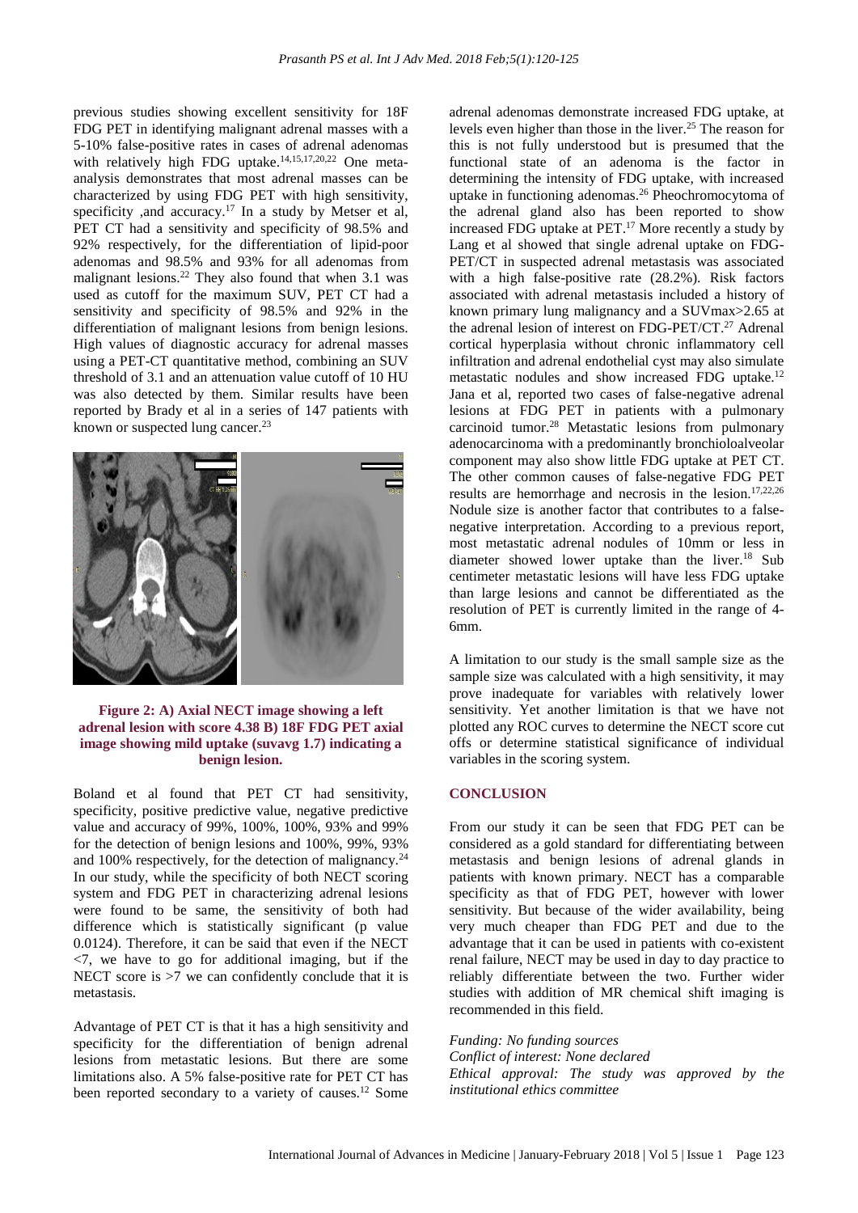previous studies showing excellent sensitivity for 18F FDG PET in identifying malignant adrenal masses with a 5-10% false-positive rates in cases of adrenal adenomas with relatively high FDG uptake.[14,15,17,20,22] One meta-analysis demonstrates that most adrenal masses can be characterized by using FDG PET with high sensitivity, specificity ,and accuracy.[17] In a study by Metser et al, PET CT had a sensitivity and specificity of 98.5% and 92% respectively, for the differentiation of lipid-poor adenomas and 98.5% and 93% for all adenomas from malignant lesions.[22] They also found that when 3.1 was used as cutoff for the maximum SUV, PET CT had a sensitivity and specificity of 98.5% and 92% in the differentiation of malignant lesions from benign lesions. High values of diagnostic accuracy for adrenal masses using a PET-CT quantitative method, combining an SUV threshold of 3.1 and an attenuation value cutoff of 10 HU was also detected by them. Similar results have been reported by Brady et al in a series of 147 patients with known or suspected lung cancer.[23]

**Figure 2: A) Axial NECT image showing a left adrenal lesion with score 4.38 B) 18F FDG PET axial image showing mild uptake (suvavg 1.7) indicating a benign lesion.**

Boland et al found that PET CT had sensitivity, specificity, positive predictive value, negative predictive value and accuracy of 99%, 100%, 100%, 93% and 99% for the detection of benign lesions and 100%, 99%, 93% and 100% respectively, for the detection of malignancy.[24] In our study, while the specificity of both NECT scoring system and FDG PET in characterizing adrenal lesions were found to be same, the sensitivity of both had difference which is statistically significant (p value 0.0124). Therefore, it can be said that even if the NECT <7, we have to go for additional imaging, but if the NECT score is >7 we can confidently conclude that it is metastasis.

Advantage of PET CT is that it has a high sensitivity and specificity for the differentiation of benign adrenal lesions from metastatic lesions. But there are some limitations also. A 5% false-positive rate for PET CT has been reported secondary to a variety of causes.[12] Some adrenal adenomas demonstrate increased FDG uptake, at levels even higher than those in the liver.[25] The reason for this is not fully understood but is presumed that the functional state of an adenoma is the factor in determining the intensity of FDG uptake, with increased uptake in functioning adenomas.[26] Pheochromocytoma of the adrenal gland also has been reported to show increased FDG uptake at PET.[17] More recently a study by Lang et al showed that single adrenal uptake on FDG-PET/CT in suspected adrenal metastasis was associated with a high false-positive rate (28.2%). Risk factors associated with adrenal metastasis included a history of known primary lung malignancy and a SUVmax>2.65 at the adrenal lesion of interest on FDG-PET/CT.[27] Adrenal cortical hyperplasia without chronic inflammatory cell infiltration and adrenal endothelial cyst may also simulate metastatic nodules and show increased FDG uptake.[12] Jana et al, reported two cases of false-negative adrenal lesions at FDG PET in patients with a pulmonary carcinoid tumor.[28] Metastatic lesions from pulmonary adenocarcinoma with a predominantly bronchioloalveolar component may also show little FDG uptake at PET CT. The other common causes of false-negative FDG PET results are hemorrhage and necrosis in the lesion.[17,22,26] Nodule size is another factor that contributes to a false-negative interpretation. According to a previous report, most metastatic adrenal nodules of 10mm or less in diameter showed lower uptake than the liver.[18] Sub centimeter metastatic lesions will have less FDG uptake than large lesions and cannot be differentiated as the resolution of PET is currently limited in the range of 4-6mm.

A limitation to our study is the small sample size as the sample size was calculated with a high sensitivity, it may prove inadequate for variables with relatively lower sensitivity. Yet another limitation is that we have not plotted any ROC curves to determine the NECT score cut offs or determine statistical significance of individual variables in the scoring system.

## CONCLUSION

From our study it can be seen that FDG PET can be considered as a gold standard for differentiating between metastasis and benign lesions of adrenal glands in patients with known primary. NECT has a comparable specificity as that of FDG PET, however with lower sensitivity. But because of the wider availability, being very much cheaper than FDG PET and due to the advantage that it can be used in patients with co-existent renal failure, NECT may be used in day to day practice to reliably differentiate between the two. Further wider studies with addition of MR chemical shift imaging is recommended in this field.

*Funding: No funding sources*
*Conflict of interest: None declared*
*Ethical approval: The study was approved by the institutional ethics committee*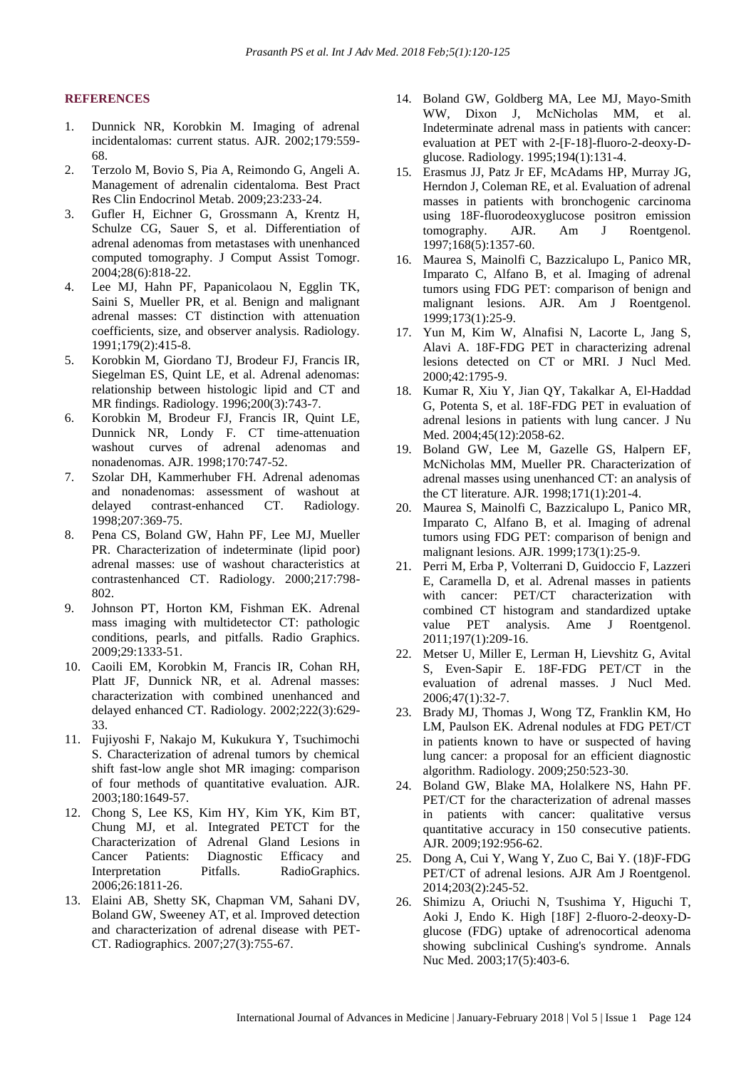## REFERENCES

1. Dunnick NR, Korobkin M. Imaging of adrenal incidentalomas: current status. AJR. 2002;179:559-68.
2. Terzolo M, Bovio S, Pia A, Reimondo G, Angeli A. Management of adrenalin cidentaloma. Best Pract Res Clin Endocrinol Metab. 2009;23:233-24.
3. Gufler H, Eichner G, Grossmann A, Krentz H, Schulze CG, Sauer S, et al. Differentiation of adrenal adenomas from metastases with unenhanced computed tomography. J Comput Assist Tomogr. 2004;28(6):818-22.
4. Lee MJ, Hahn PF, Papanicolaou N, Egglin TK, Saini S, Mueller PR, et al. Benign and malignant adrenal masses: CT distinction with attenuation coefficients, size, and observer analysis. Radiology. 1991;179(2):415-8.
5. Korobkin M, Giordano TJ, Brodeur FJ, Francis IR, Siegelman ES, Quint LE, et al. Adrenal adenomas: relationship between histologic lipid and CT and MR findings. Radiology. 1996;200(3):743-7.
6. Korobkin M, Brodeur FJ, Francis IR, Quint LE, Dunnick NR, Londy F. CT time-attenuation washout curves of adrenal adenomas and nonadenomas. AJR. 1998;170:747-52.
7. Szolar DH, Kammerhuber FH. Adrenal adenomas and nonadenomas: assessment of washout at delayed contrast-enhanced CT. Radiology. 1998;207:369-75.
8. Pena CS, Boland GW, Hahn PF, Lee MJ, Mueller PR. Characterization of indeterminate (lipid poor) adrenal masses: use of washout characteristics at contrastenhanced CT. Radiology. 2000;217:798-802.
9. Johnson PT, Horton KM, Fishman EK. Adrenal mass imaging with multidetector CT: pathologic conditions, pearls, and pitfalls. Radio Graphics. 2009;29:1333-51.
10. Caoili EM, Korobkin M, Francis IR, Cohan RH, Platt JF, Dunnick NR, et al. Adrenal masses: characterization with combined unenhanced and delayed enhanced CT. Radiology. 2002;222(3):629-33.
11. Fujiyoshi F, Nakajo M, Kukukura Y, Tsuchimochi S. Characterization of adrenal tumors by chemical shift fast-low angle shot MR imaging: comparison of four methods of quantitative evaluation. AJR. 2003;180:1649-57.
12. Chong S, Lee KS, Kim HY, Kim YK, Kim BT, Chung MJ, et al. Integrated PETCT for the Characterization of Adrenal Gland Lesions in Cancer Patients: Diagnostic Efficacy and Interpretation Pitfalls. RadioGraphics. 2006;26:1811-26.
13. Elaini AB, Shetty SK, Chapman VM, Sahani DV, Boland GW, Sweeney AT, et al. Improved detection and characterization of adrenal disease with PET-CT. Radiographics. 2007;27(3):755-67.
14. Boland GW, Goldberg MA, Lee MJ, Mayo-Smith WW, Dixon J, McNicholas MM, et al. Indeterminate adrenal mass in patients with cancer: evaluation at PET with 2-[F-18]-fluoro-2-deoxy-D-glucose. Radiology. 1995;194(1):131-4.
15. Erasmus JJ, Patz Jr EF, McAdams HP, Murray JG, Herndon J, Coleman RE, et al. Evaluation of adrenal masses in patients with bronchogenic carcinoma using 18F-fluorodeoxyglucose positron emission tomography. AJR. Am J Roentgenol. 1997;168(5):1357-60.
16. Maurea S, Mainolfi C, Bazzicalupo L, Panico MR, Imparato C, Alfano B, et al. Imaging of adrenal tumors using FDG PET: comparison of benign and malignant lesions. AJR. Am J Roentgenol. 1999;173(1):25-9.
17. Yun M, Kim W, Alnafisi N, Lacorte L, Jang S, Alavi A. 18F-FDG PET in characterizing adrenal lesions detected on CT or MRI. J Nucl Med. 2000;42:1795-9.
18. Kumar R, Xiu Y, Jian QY, Takalkar A, El-Haddad G, Potenta S, et al. 18F-FDG PET in evaluation of adrenal lesions in patients with lung cancer. J Nu Med. 2004;45(12):2058-62.
19. Boland GW, Lee M, Gazelle GS, Halpern EF, McNicholas MM, Mueller PR. Characterization of adrenal masses using unenhanced CT: an analysis of the CT literature. AJR. 1998;171(1):201-4.
20. Maurea S, Mainolfi C, Bazzicalupo L, Panico MR, Imparato C, Alfano B, et al. Imaging of adrenal tumors using FDG PET: comparison of benign and malignant lesions. AJR. 1999;173(1):25-9.
21. Perri M, Erba P, Volterrani D, Guidoccio F, Lazzeri E, Caramella D, et al. Adrenal masses in patients with cancer: PET/CT characterization with combined CT histogram and standardized uptake value PET analysis. Ame J Roentgenol. 2011;197(1):209-16.
22. Metser U, Miller E, Lerman H, Lievshitz G, Avital S, Even-Sapir E. 18F-FDG PET/CT in the evaluation of adrenal masses. J Nucl Med. 2006;47(1):32-7.
23. Brady MJ, Thomas J, Wong TZ, Franklin KM, Ho LM, Paulson EK. Adrenal nodules at FDG PET/CT in patients known to have or suspected of having lung cancer: a proposal for an efficient diagnostic algorithm. Radiology. 2009;250:523-30.
24. Boland GW, Blake MA, Holalkere NS, Hahn PF. PET/CT for the characterization of adrenal masses in patients with cancer: qualitative versus quantitative accuracy in 150 consecutive patients. AJR. 2009;192:956-62.
25. Dong A, Cui Y, Wang Y, Zuo C, Bai Y. (18)F-FDG PET/CT of adrenal lesions. AJR Am J Roentgenol. 2014;203(2):245-52.
26. Shimizu A, Oriuchi N, Tsushima Y, Higuchi T, Aoki J, Endo K. High [18F] 2-fluoro-2-deoxy-D-glucose (FDG) uptake of adrenocortical adenoma showing subclinical Cushing's syndrome. Annals Nuc Med. 2003;17(5):403-6.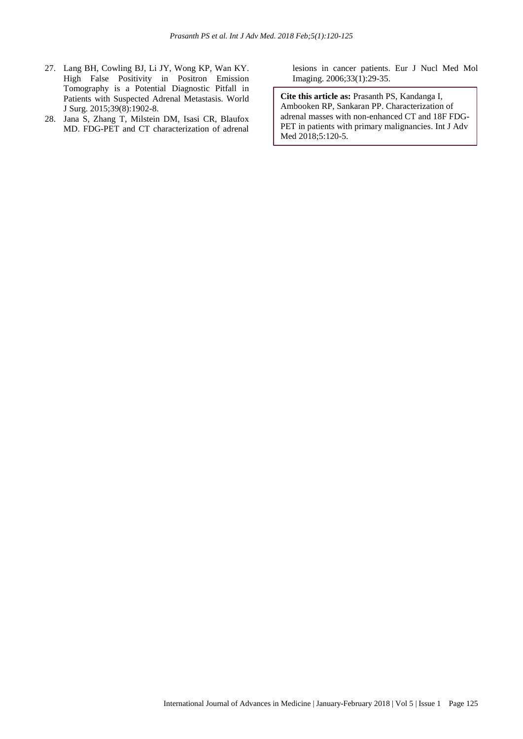27. Lang BH, Cowling BJ, Li JY, Wong KP, Wan KY. High False Positivity in Positron Emission Tomography is a Potential Diagnostic Pitfall in Patients with Suspected Adrenal Metastasis. World J Surg. 2015;39(8):1902-8.
28. Jana S, Zhang T, Milstein DM, Isasi CR, Blaufox MD. FDG-PET and CT characterization of adrenal lesions in cancer patients. Eur J Nucl Med Mol Imaging. 2006;33(1):29-35.

**Cite this article as:** Prasanth PS, Kandanga I, Ambooken RP, Sankaran PP. Characterization of adrenal masses with non-enhanced CT and 18F FDG-PET in patients with primary malignancies. Int J Adv Med 2018;5:120-5.